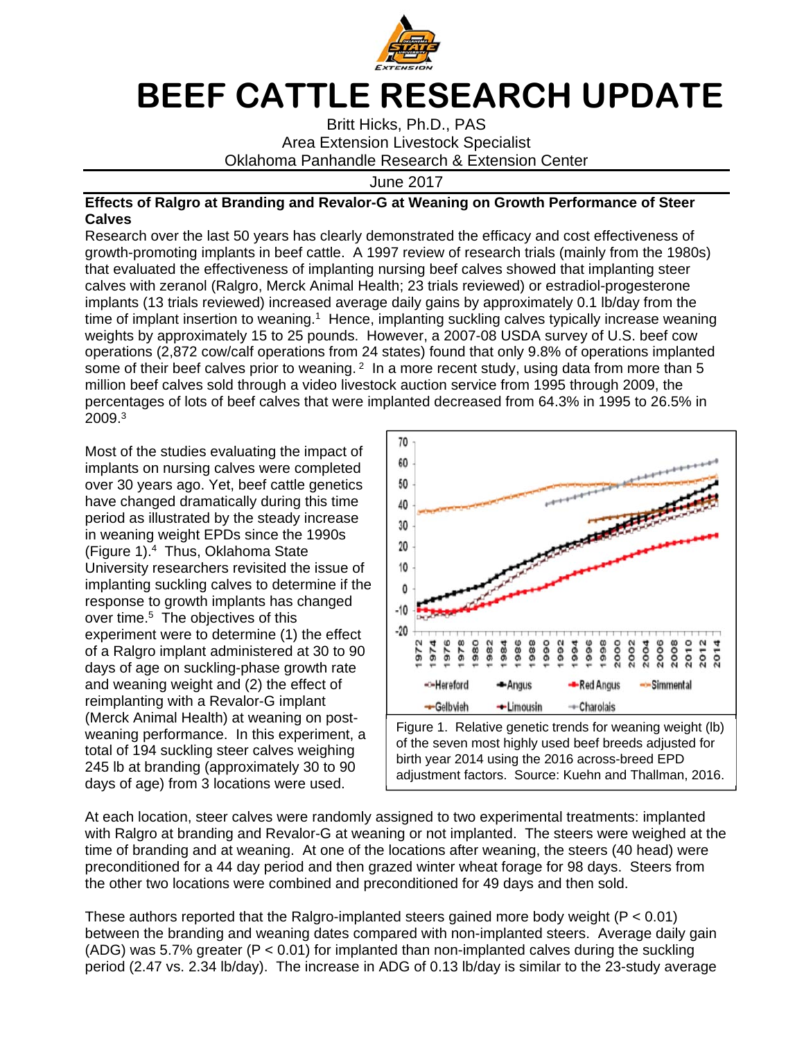# BEEF CATTLE RESEARCH UPDATE

Britt Hicks, Ph.D., PAS
Area Extension Livestock Specialist
Oklahoma Panhandle Research & Extension Center

June 2017

## Effects of Ralgro at Branding and Revalor-G at Weaning on Growth Performance of Steer Calves

Research over the last 50 years has clearly demonstrated the efficacy and cost effectiveness of growth-promoting implants in beef cattle. A 1997 review of research trials (mainly from the 1980s) that evaluated the effectiveness of implanting nursing beef calves showed that implanting steer calves with zeranol (Ralgro, Merck Animal Health; 23 trials reviewed) or estradiol-progesterone implants (13 trials reviewed) increased average daily gains by approximately 0.1 lb/day from the time of implant insertion to weaning.[1] Hence, implanting suckling calves typically increase weaning weights by approximately 15 to 25 pounds. However, a 2007-08 USDA survey of U.S. beef cow operations (2,872 cow/calf operations from 24 states) found that only 9.8% of operations implanted some of their beef calves prior to weaning.[2] In a more recent study, using data from more than 5 million beef calves sold through a video livestock auction service from 1995 through 2009, the percentages of lots of beef calves that were implanted decreased from 64.3% in 1995 to 26.5% in 2009.[3]

Most of the studies evaluating the impact of implants on nursing calves were completed over 30 years ago. Yet, beef cattle genetics have changed dramatically during this time period as illustrated by the steady increase in weaning weight EPDs since the 1990s (Figure 1).[4] Thus, Oklahoma State University researchers revisited the issue of implanting suckling calves to determine if the response to growth implants has changed over time.[5] The objectives of this experiment were to determine (1) the effect of a Ralgro implant administered at 30 to 90 days of age on suckling-phase growth rate and weaning weight and (2) the effect of reimplanting with a Revalor-G implant (Merck Animal Health) at weaning on post-weaning performance. In this experiment, a total of 194 suckling steer calves weighing 245 lb at branding (approximately 30 to 90 days of age) from 3 locations were used.

Figure 1. Relative genetic trends for weaning weight (lb) of the seven most highly used beef breeds adjusted for birth year 2014 using the 2016 across-breed EPD adjustment factors. Source: Kuehn and Thallman, 2016.

At each location, steer calves were randomly assigned to two experimental treatments: implanted with Ralgro at branding and Revalor-G at weaning or not implanted. The steers were weighed at the time of branding and at weaning. At one of the locations after weaning, the steers (40 head) were preconditioned for a 44 day period and then grazed winter wheat forage for 98 days. Steers from the other two locations were combined and preconditioned for 49 days and then sold.

These authors reported that the Ralgro-implanted steers gained more body weight ($P < 0.01$) between the branding and weaning dates compared with non-implanted steers. Average daily gain (ADG) was 5.7% greater ($P < 0.01$) for implanted than non-implanted calves during the suckling period (2.47 vs. 2.34 lb/day). The increase in ADG of 0.13 lb/day is similar to the 23-study average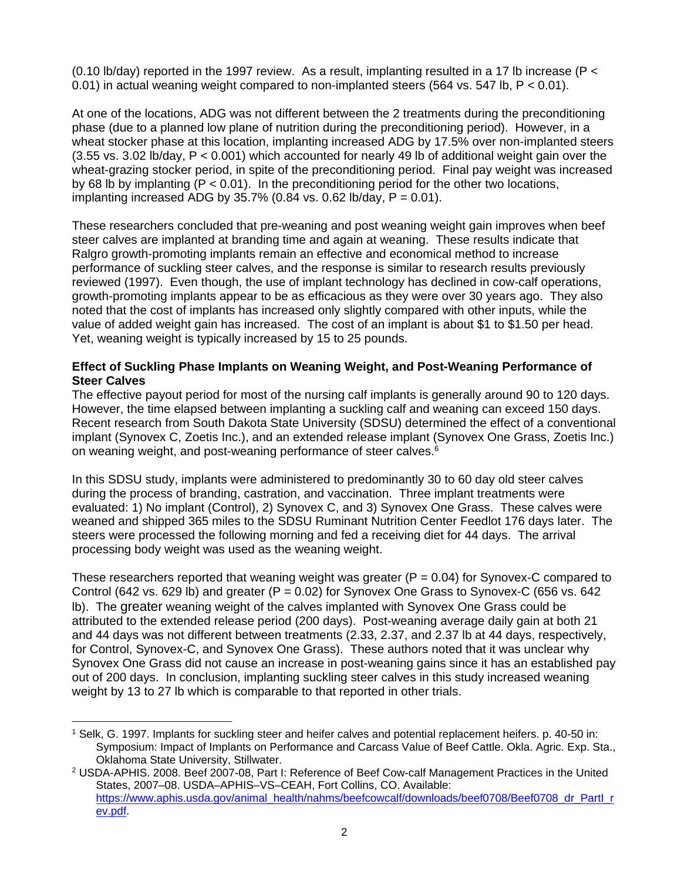(0.10 lb/day) reported in the 1997 review. As a result, implanting resulted in a 17 lb increase ($P < 0.01$) in actual weaning weight compared to non-implanted steers (564 vs. 547 lb, $P < 0.01$).

At one of the locations, ADG was not different between the 2 treatments during the preconditioning phase (due to a planned low plane of nutrition during the preconditioning period). However, in a wheat stocker phase at this location, implanting increased ADG by 17.5% over non-implanted steers (3.55 vs. 3.02 lb/day, $P < 0.001$) which accounted for nearly 49 lb of additional weight gain over the wheat-grazing stocker period, in spite of the preconditioning period. Final pay weight was increased by 68 lb by implanting ($P < 0.01$). In the preconditioning period for the other two locations, implanting increased ADG by 35.7% (0.84 vs. 0.62 lb/day, $P = 0.01$).

These researchers concluded that pre-weaning and post weaning weight gain improves when beef steer calves are implanted at branding time and again at weaning. These results indicate that Ralgro growth-promoting implants remain an effective and economical method to increase performance of suckling steer calves, and the response is similar to research results previously reviewed (1997). Even though, the use of implant technology has declined in cow-calf operations, growth-promoting implants appear to be as efficacious as they were over 30 years ago. They also noted that the cost of implants has increased only slightly compared with other inputs, while the value of added weight gain has increased. The cost of an implant is about $1 to $1.50 per head. Yet, weaning weight is typically increased by 15 to 25 pounds.

**Effect of Suckling Phase Implants on Weaning Weight, and Post-Weaning Performance of Steer Calves**

The effective payout period for most of the nursing calf implants is generally around 90 to 120 days. However, the time elapsed between implanting a suckling calf and weaning can exceed 150 days. Recent research from South Dakota State University (SDSU) determined the effect of a conventional implant (Synovex C, Zoetis Inc.), and an extended release implant (Synovex One Grass, Zoetis Inc.) on weaning weight, and post-weaning performance of steer calves.[6]

In this SDSU study, implants were administered to predominantly 30 to 60 day old steer calves during the process of branding, castration, and vaccination. Three implant treatments were evaluated: 1) No implant (Control), 2) Synovex C, and 3) Synovex One Grass. These calves were weaned and shipped 365 miles to the SDSU Ruminant Nutrition Center Feedlot 176 days later. The steers were processed the following morning and fed a receiving diet for 44 days. The arrival processing body weight was used as the weaning weight.

These researchers reported that weaning weight was greater ($P = 0.04$) for Synovex-C compared to Control (642 vs. 629 lb) and greater ($P = 0.02$) for Synovex One Grass to Synovex-C (656 vs. 642 lb). The greater weaning weight of the calves implanted with Synovex One Grass could be attributed to the extended release period (200 days). Post-weaning average daily gain at both 21 and 44 days was not different between treatments (2.33, 2.37, and 2.37 lb at 44 days, respectively, for Control, Synovex-C, and Synovex One Grass). These authors noted that it was unclear why Synovex One Grass did not cause an increase in post-weaning gains since it has an established pay out of 200 days. In conclusion, implanting suckling steer calves in this study increased weaning weight by 13 to 27 lb which is comparable to that reported in other trials.

---

[1] Selk, G. 1997. Implants for suckling steer and heifer calves and potential replacement heifers. p. 40-50 in: Symposium: Impact of Implants on Performance and Carcass Value of Beef Cattle. Okla. Agric. Exp. Sta., Oklahoma State University, Stillwater.

[2] USDA-APHIS. 2008. Beef 2007-08, Part I: Reference of Beef Cow-calf Management Practices in the United States, 2007–08. USDA–APHIS–VS–CEAH, Fort Collins, CO. Available: https://www.aphis.usda.gov/animal_health/nahms/beefcowcalf/downloads/beef0708/Beef0708_dr_PartI_rev.pdf.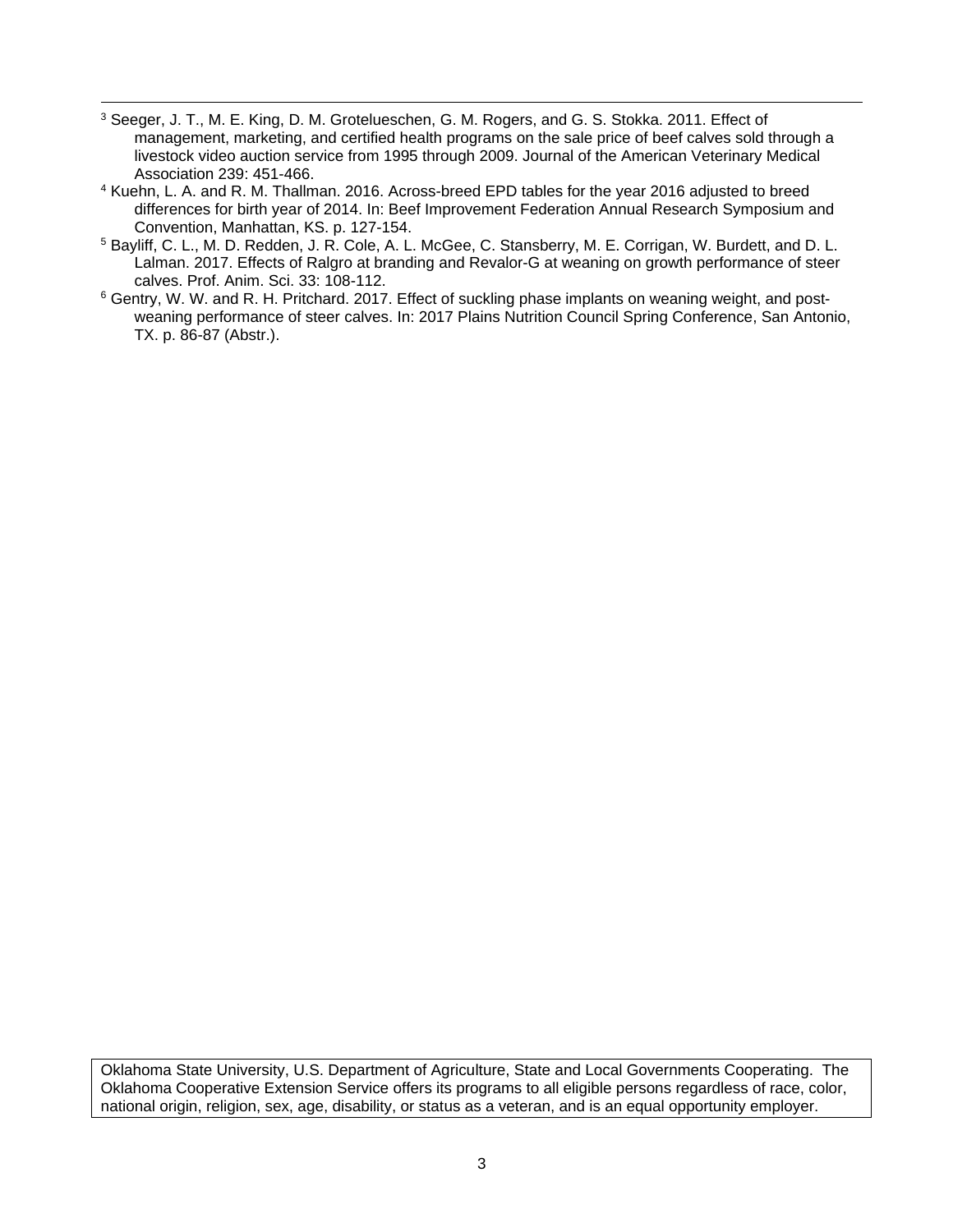[3] Seeger, J. T., M. E. King, D. M. Grotelueschen, G. M. Rogers, and G. S. Stokka. 2011. Effect of management, marketing, and certified health programs on the sale price of beef calves sold through a livestock video auction service from 1995 through 2009. Journal of the American Veterinary Medical Association 239: 451-466.

[4] Kuehn, L. A. and R. M. Thallman. 2016. Across-breed EPD tables for the year 2016 adjusted to breed differences for birth year of 2014. In: Beef Improvement Federation Annual Research Symposium and Convention, Manhattan, KS. p. 127-154.

[5] Bayliff, C. L., M. D. Redden, J. R. Cole, A. L. McGee, C. Stansberry, M. E. Corrigan, W. Burdett, and D. L. Lalman. 2017. Effects of Ralgro at branding and Revalor-G at weaning on growth performance of steer calves. Prof. Anim. Sci. 33: 108-112.

[6] Gentry, W. W. and R. H. Pritchard. 2017. Effect of suckling phase implants on weaning weight, and post-weaning performance of steer calves. In: 2017 Plains Nutrition Council Spring Conference, San Antonio, TX. p. 86-87 (Abstr.).

Oklahoma State University, U.S. Department of Agriculture, State and Local Governments Cooperating. The Oklahoma Cooperative Extension Service offers its programs to all eligible persons regardless of race, color, national origin, religion, sex, age, disability, or status as a veteran, and is an equal opportunity employer.